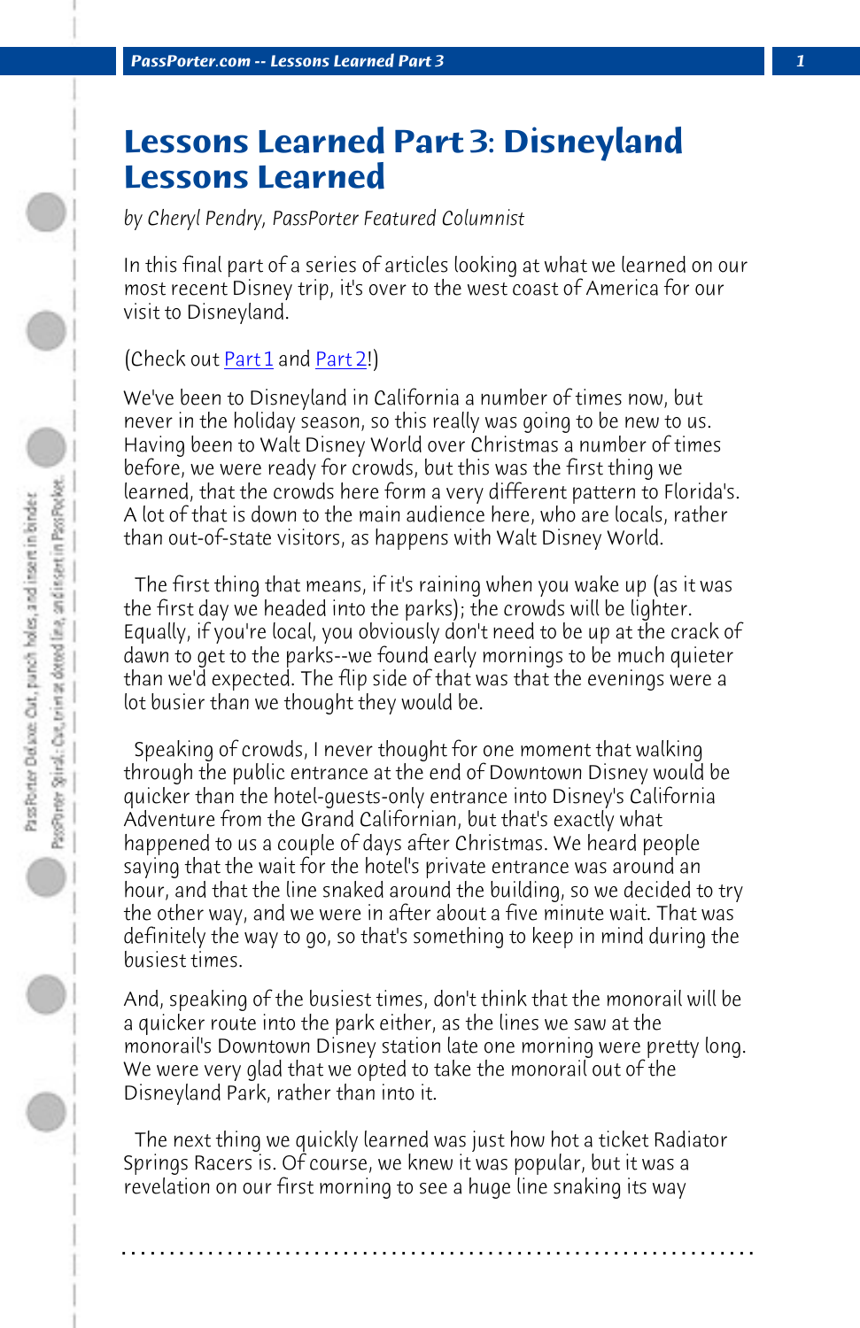# Lessons Learned Part 3: Disneyland Lessons Learned

*by Cheryl Pendry, PassPorter Featured Columnist*

In this final part of a series of articles looking at what we learned on our most recent Disney trip, it's over to the west coast of America for our visit to Disneyland.

(Check out Part 1 and Part 2!)

We've been to Disneyland in California a number of times now, but never in the holiday season, so this really was going to be new to us. Having been to Walt Disney World over Christmas a number of times before, we were ready for crowds, but this was the first thing we learned, that the crowds here form a very different pattern to Florida's. A lot of that is down to the main audience here, who are locals, rather than out-of-state visitors, as happens with Walt Disney World.

The first thing that means, if it's raining when you wake up (as it was the first day we headed into the parks); the crowds will be lighter. Equally, if you're local, you obviously don't need to be up at the crack of dawn to get to the parks--we found early mornings to be much quieter than we'd expected. The flip side of that was that the evenings were a lot busier than we thought they would be.

Speaking of crowds, I never thought for one moment that walking through the public entrance at the end of Downtown Disney would be quicker than the hotel-guests-only entrance into Disney's California Adventure from the Grand Californian, but that's exactly what happened to us a couple of days after Christmas. We heard people saying that the wait for the hotel's private entrance was around an hour, and that the line snaked around the building, so we decided to try the other way, and we were in after about a five minute wait. That was definitely the way to go, so that's something to keep in mind during the busiest times.

And, speaking of the busiest times, don't think that the monorail will be a quicker route into the park either, as the lines we saw at the monorail's Downtown Disney station late one morning were pretty long. We were very glad that we opted to take the monorail out of the Disneyland Park, rather than into it.

The next thing we quickly learned was just how hot a ticket Radiator Springs Racers is. Of course, we knew it was popular, but it was a revelation on our first morning to see a huge line snaking its way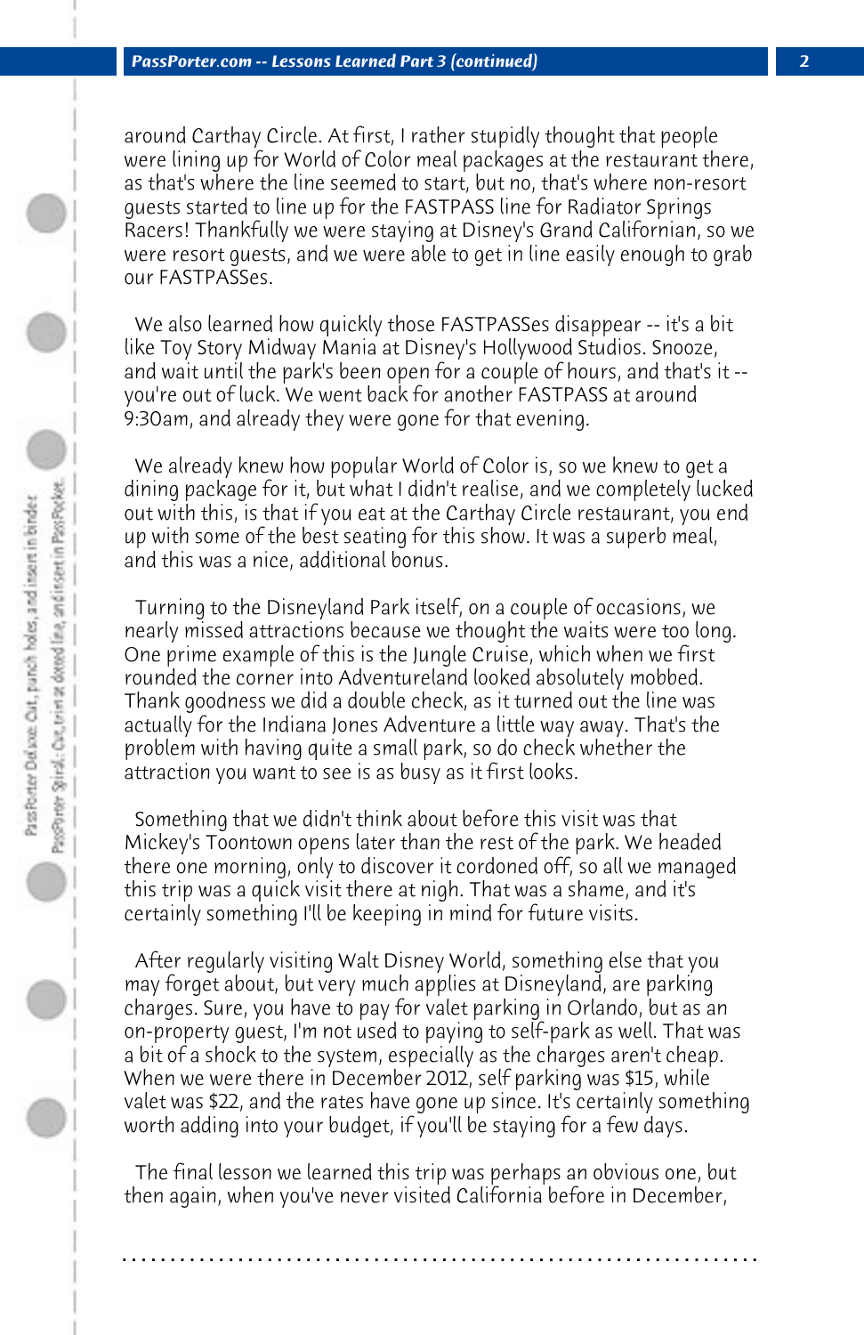around Carthay Circle. At first, I rather stupidly thought that people were lining up for World of Color meal packages at the restaurant there, as that's where the line seemed to start, but no, that's where non-resort guests started to line up for the FASTPASS line for Radiator Springs Racers! Thankfully we were staying at Disney's Grand Californian, so we were resort guests, and we were able to get in line easily enough to grab our FASTPASSes.

We also learned how quickly those FASTPASSes disappear -- it's a bit like Toy Story Midway Mania at Disney's Hollywood Studios. Snooze, and wait until the park's been open for a couple of hours, and that's it -- you're out of luck. We went back for another FASTPASS at around 9:30am, and already they were gone for that evening.

We already knew how popular World of Color is, so we knew to get a dining package for it, but what I didn't realise, and we completely lucked out with this, is that if you eat at the Carthay Circle restaurant, you end up with some of the best seating for this show. It was a superb meal, and this was a nice, additional bonus.

Turning to the Disneyland Park itself, on a couple of occasions, we nearly missed attractions because we thought the waits were too long. One prime example of this is the Jungle Cruise, which when we first rounded the corner into Adventureland looked absolutely mobbed. Thank goodness we did a double check, as it turned out the line was actually for the Indiana Jones Adventure a little way away. That's the problem with having quite a small park, so do check whether the attraction you want to see is as busy as it first looks.

Something that we didn't think about before this visit was that Mickey's Toontown opens later than the rest of the park. We headed there one morning, only to discover it cordoned off, so all we managed this trip was a quick visit there at nigh. That was a shame, and it's certainly something I'll be keeping in mind for future visits.

After regularly visiting Walt Disney World, something else that you may forget about, but very much applies at Disneyland, are parking charges. Sure, you have to pay for valet parking in Orlando, but as an on-property guest, I'm not used to paying to self-park as well. That was a bit of a shock to the system, especially as the charges aren't cheap. When we were there in December 2012, self parking was $15, while valet was $22, and the rates have gone up since. It's certainly something worth adding into your budget, if you'll be staying for a few days.

The final lesson we learned this trip was perhaps an obvious one, but then again, when you've never visited California before in December,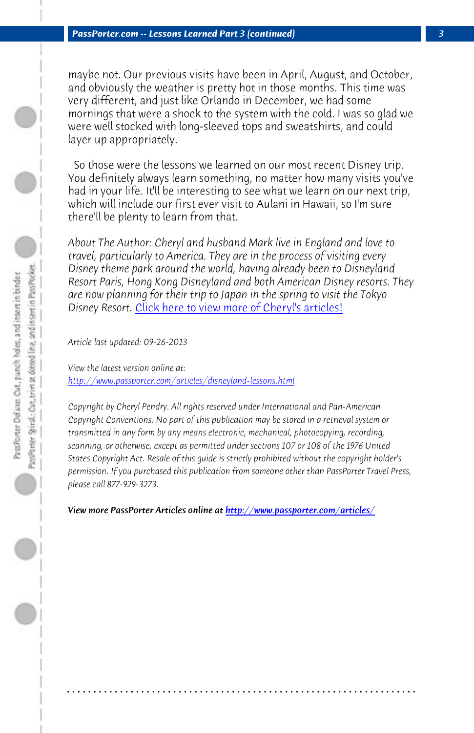maybe not. Our previous visits have been in April, August, and October, and obviously the weather is pretty hot in those months. This time was very different, and just like Orlando in December, we had some mornings that were a shock to the system with the cold. I was so glad we were well stocked with long-sleeved tops and sweatshirts, and could layer up appropriately.

So those were the lessons we learned on our most recent Disney trip. You definitely always learn something, no matter how many visits you've had in your life. It'll be interesting to see what we learn on our next trip, which will include our first ever visit to Aulani in Hawaii, so I'm sure there'll be plenty to learn from that.

*About The Author: Cheryl and husband Mark live in England and love to travel, particularly to America. They are in the process of visiting every Disney theme park around the world, having already been to Disneyland Resort Paris, Hong Kong Disneyland and both American Disney resorts. They are now planning for their trip to Japan in the spring to visit the Tokyo Disney Resort.* Click here to view more of Cheryl's articles!

*Article last updated: 09-26-2013*

*View the latest version online at:*
http://www.passporter.com/articles/disneyland-lessons.html

*Copyright by Cheryl Pendry. All rights reserved under International and Pan-American Copyright Conventions. No part of this publication may be stored in a retrieval system or transmitted in any form by any means electronic, mechanical, photocopying, recording, scanning, or otherwise, except as permitted under sections 107 or 108 of the 1976 United States Copyright Act. Resale of this guide is strictly prohibited without the copyright holder's permission. If you purchased this publication from someone other than PassPorter Travel Press, please call 877-929-3273.*

***View more PassPorter Articles online at*** **http://www.passporter.com/articles/**